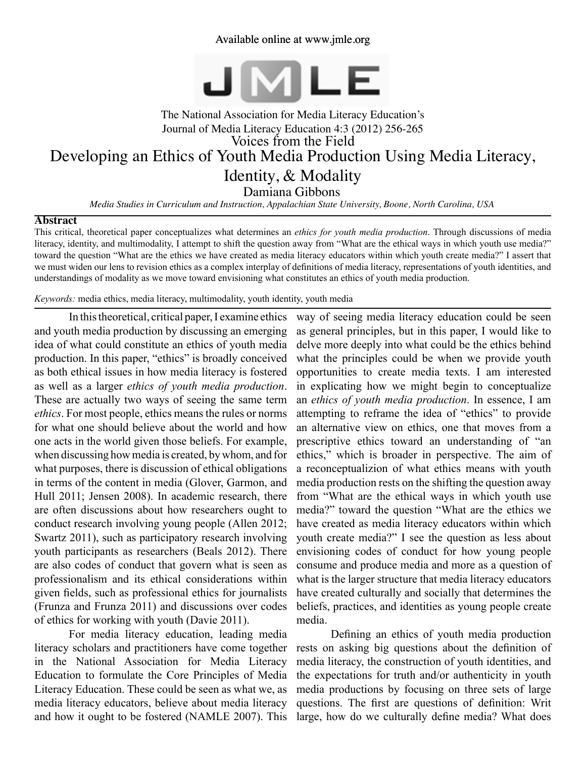Available online at www.jmle.org

The National Association for Media Literacy Education's
Journal of Media Literacy Education 4:3 (2012) 256-265

Voices from the Field

# Developing an Ethics of Youth Media Production Using Media Literacy, Identity, & Modality

Damiana Gibbons

*Media Studies in Curriculum and Instruction, Appalachian State University, Boone, North Carolina, USA*

## Abstract

This critical, theoretical paper conceptualizes what determines an *ethics for youth media production*. Through discussions of media literacy, identity, and multimodality, I attempt to shift the question away from "What are the ethical ways in which youth use media?" toward the question "What are the ethics we have created as media literacy educators within which youth create media?" I assert that we must widen our lens to revision ethics as a complex interplay of definitions of media literacy, representations of youth identities, and understandings of modality as we move toward envisioning what constitutes an ethics of youth media production.

*Keywords:* media ethics, media literacy, multimodality, youth identity, youth media

In this theoretical, critical paper, I examine ethics and youth media production by discussing an emerging idea of what could constitute an ethics of youth media production. In this paper, "ethics" is broadly conceived as both ethical issues in how media literacy is fostered as well as a larger *ethics of youth media production*. These are actually two ways of seeing the same term *ethics*. For most people, ethics means the rules or norms for what one should believe about the world and how one acts in the world given those beliefs. For example, when discussing how media is created, by whom, and for what purposes, there is discussion of ethical obligations in terms of the content in media (Glover, Garmon, and Hull 2011; Jensen 2008). In academic research, there are often discussions about how researchers ought to conduct research involving young people (Allen 2012; Swartz 2011), such as participatory research involving youth participants as researchers (Beals 2012). There are also codes of conduct that govern what is seen as professionalism and its ethical considerations within given fields, such as professional ethics for journalists (Frunza and Frunza 2011) and discussions over codes of ethics for working with youth (Davie 2011).

For media literacy education, leading media literacy scholars and practitioners have come together in the National Association for Media Literacy Education to formulate the Core Principles of Media Literacy Education. These could be seen as what we, as media literacy educators, believe about media literacy and how it ought to be fostered (NAMLE 2007). This way of seeing media literacy education could be seen as general principles, but in this paper, I would like to delve more deeply into what could be the ethics behind what the principles could be when we provide youth opportunities to create media texts. I am interested in explicating how we might begin to conceptualize an *ethics of youth media production*. In essence, I am attempting to reframe the idea of "ethics" to provide an alternative view on ethics, one that moves from a prescriptive ethics toward an understanding of "an ethics," which is broader in perspective. The aim of a reconceptualizion of what ethics means with youth media production rests on the shifting the question away from "What are the ethical ways in which youth use media?" toward the question "What are the ethics we have created as media literacy educators within which youth create media?" I see the question as less about envisioning codes of conduct for how young people consume and produce media and more as a question of what is the larger structure that media literacy educators have created culturally and socially that determines the beliefs, practices, and identities as young people create media.

Defining an ethics of youth media production rests on asking big questions about the definition of media literacy, the construction of youth identities, and the expectations for truth and/or authenticity in youth media productions by focusing on three sets of large questions. The first are questions of definition: Writ large, how do we culturally define media? What does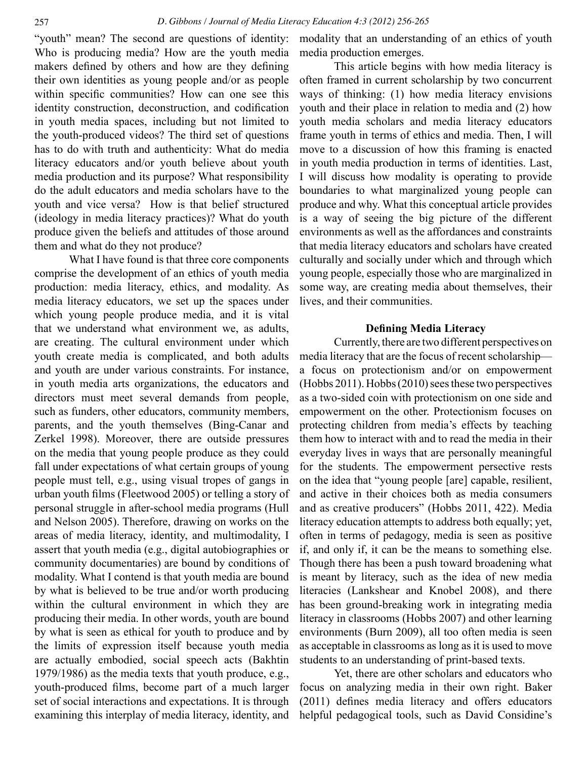"youth" mean? The second are questions of identity: Who is producing media? How are the youth media makers defined by others and how are they defining their own identities as young people and/or as people within specific communities? How can one see this identity construction, deconstruction, and codification in youth media spaces, including but not limited to the youth-produced videos? The third set of questions has to do with truth and authenticity: What do media literacy educators and/or youth believe about youth media production and its purpose? What responsibility do the adult educators and media scholars have to the youth and vice versa? How is that belief structured (ideology in media literacy practices)? What do youth produce given the beliefs and attitudes of those around them and what do they not produce?

What I have found is that three core components comprise the development of an ethics of youth media production: media literacy, ethics, and modality. As media literacy educators, we set up the spaces under which young people produce media, and it is vital that we understand what environment we, as adults, are creating. The cultural environment under which youth create media is complicated, and both adults and youth are under various constraints. For instance, in youth media arts organizations, the educators and directors must meet several demands from people, such as funders, other educators, community members, parents, and the youth themselves (Bing-Canar and Zerkel 1998). Moreover, there are outside pressures on the media that young people produce as they could fall under expectations of what certain groups of young people must tell, e.g., using visual tropes of gangs in urban youth films (Fleetwood 2005) or telling a story of personal struggle in after-school media programs (Hull and Nelson 2005). Therefore, drawing on works on the areas of media literacy, identity, and multimodality, I assert that youth media (e.g., digital autobiographies or community documentaries) are bound by conditions of modality. What I contend is that youth media are bound by what is believed to be true and/or worth producing within the cultural environment in which they are producing their media. In other words, youth are bound by what is seen as ethical for youth to produce and by the limits of expression itself because youth media are actually embodied, social speech acts (Bakhtin 1979/1986) as the media texts that youth produce, e.g., youth-produced films, become part of a much larger set of social interactions and expectations. It is through examining this interplay of media literacy, identity, and modality that an understanding of an ethics of youth media production emerges.

This article begins with how media literacy is often framed in current scholarship by two concurrent ways of thinking: (1) how media literacy envisions youth and their place in relation to media and (2) how youth media scholars and media literacy educators frame youth in terms of ethics and media. Then, I will move to a discussion of how this framing is enacted in youth media production in terms of identities. Last, I will discuss how modality is operating to provide boundaries to what marginalized young people can produce and why. What this conceptual article provides is a way of seeing the big picture of the different environments as well as the affordances and constraints that media literacy educators and scholars have created culturally and socially under which and through which young people, especially those who are marginalized in some way, are creating media about themselves, their lives, and their communities.

## Defining Media Literacy

Currently, there are two different perspectives on media literacy that are the focus of recent scholarship—a focus on protectionism and/or on empowerment (Hobbs 2011). Hobbs (2010) sees these two perspectives as a two-sided coin with protectionism on one side and empowerment on the other. Protectionism focuses on protecting children from media's effects by teaching them how to interact with and to read the media in their everyday lives in ways that are personally meaningful for the students. The empowerment persective rests on the idea that "young people [are] capable, resilient, and active in their choices both as media consumers and as creative producers" (Hobbs 2011, 422). Media literacy education attempts to address both equally; yet, often in terms of pedagogy, media is seen as positive if, and only if, it can be the means to something else. Though there has been a push toward broadening what is meant by literacy, such as the idea of new media literacies (Lankshear and Knobel 2008), and there has been ground-breaking work in integrating media literacy in classrooms (Hobbs 2007) and other learning environments (Burn 2009), all too often media is seen as acceptable in classrooms as long as it is used to move students to an understanding of print-based texts.

Yet, there are other scholars and educators who focus on analyzing media in their own right. Baker (2011) defines media literacy and offers educators helpful pedagogical tools, such as David Considine's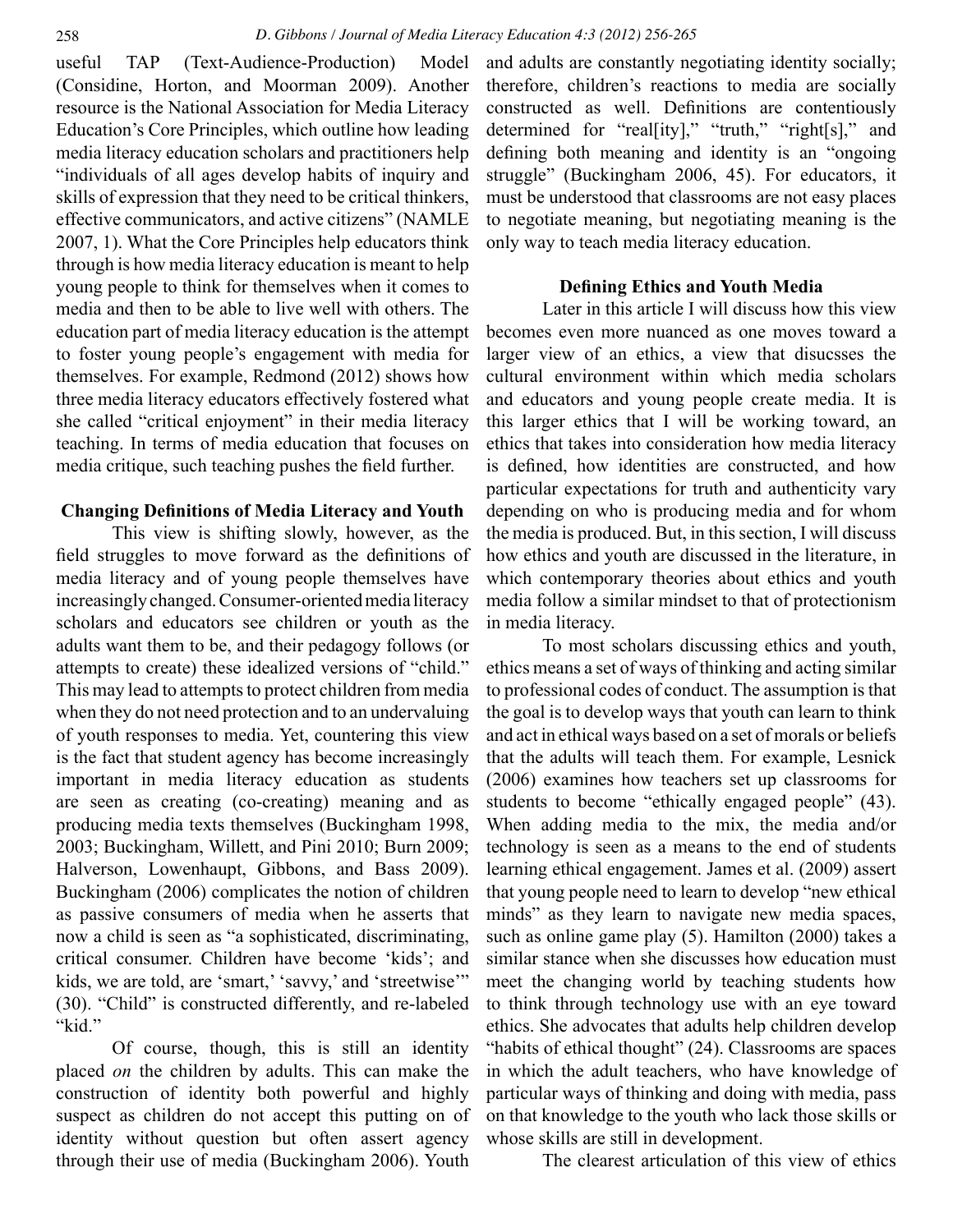useful TAP (Text-Audience-Production) Model (Considine, Horton, and Moorman 2009). Another resource is the National Association for Media Literacy Education's Core Principles, which outline how leading media literacy education scholars and practitioners help "individuals of all ages develop habits of inquiry and skills of expression that they need to be critical thinkers, effective communicators, and active citizens" (NAMLE 2007, 1). What the Core Principles help educators think through is how media literacy education is meant to help young people to think for themselves when it comes to media and then to be able to live well with others. The education part of media literacy education is the attempt to foster young people's engagement with media for themselves. For example, Redmond (2012) shows how three media literacy educators effectively fostered what she called "critical enjoyment" in their media literacy teaching. In terms of media education that focuses on media critique, such teaching pushes the field further.

## Changing Definitions of Media Literacy and Youth

This view is shifting slowly, however, as the field struggles to move forward as the definitions of media literacy and of young people themselves have increasingly changed. Consumer-oriented media literacy scholars and educators see children or youth as the adults want them to be, and their pedagogy follows (or attempts to create) these idealized versions of "child." This may lead to attempts to protect children from media when they do not need protection and to an undervaluing of youth responses to media. Yet, countering this view is the fact that student agency has become increasingly important in media literacy education as students are seen as creating (co-creating) meaning and as producing media texts themselves (Buckingham 1998, 2003; Buckingham, Willett, and Pini 2010; Burn 2009; Halverson, Lowenhaupt, Gibbons, and Bass 2009). Buckingham (2006) complicates the notion of children as passive consumers of media when he asserts that now a child is seen as "a sophisticated, discriminating, critical consumer. Children have become 'kids'; and kids, we are told, are 'smart,' 'savvy,' and 'streetwise'" (30). "Child" is constructed differently, and re-labeled "kid."

Of course, though, this is still an identity placed *on* the children by adults. This can make the construction of identity both powerful and highly suspect as children do not accept this putting on of identity without question but often assert agency through their use of media (Buckingham 2006). Youth and adults are constantly negotiating identity socially; therefore, children's reactions to media are socially constructed as well. Definitions are contentiously determined for "real[ity]," "truth," "right[s]," and defining both meaning and identity is an "ongoing struggle" (Buckingham 2006, 45). For educators, it must be understood that classrooms are not easy places to negotiate meaning, but negotiating meaning is the only way to teach media literacy education.

## Defining Ethics and Youth Media

Later in this article I will discuss how this view becomes even more nuanced as one moves toward a larger view of an ethics, a view that disucsses the cultural environment within which media scholars and educators and young people create media. It is this larger ethics that I will be working toward, an ethics that takes into consideration how media literacy is defined, how identities are constructed, and how particular expectations for truth and authenticity vary depending on who is producing media and for whom the media is produced. But, in this section, I will discuss how ethics and youth are discussed in the literature, in which contemporary theories about ethics and youth media follow a similar mindset to that of protectionism in media literacy.

To most scholars discussing ethics and youth, ethics means a set of ways of thinking and acting similar to professional codes of conduct. The assumption is that the goal is to develop ways that youth can learn to think and act in ethical ways based on a set of morals or beliefs that the adults will teach them. For example, Lesnick (2006) examines how teachers set up classrooms for students to become "ethically engaged people" (43). When adding media to the mix, the media and/or technology is seen as a means to the end of students learning ethical engagement. James et al. (2009) assert that young people need to learn to develop "new ethical minds" as they learn to navigate new media spaces, such as online game play (5). Hamilton (2000) takes a similar stance when she discusses how education must meet the changing world by teaching students how to think through technology use with an eye toward ethics. She advocates that adults help children develop "habits of ethical thought" (24). Classrooms are spaces in which the adult teachers, who have knowledge of particular ways of thinking and doing with media, pass on that knowledge to the youth who lack those skills or whose skills are still in development.

The clearest articulation of this view of ethics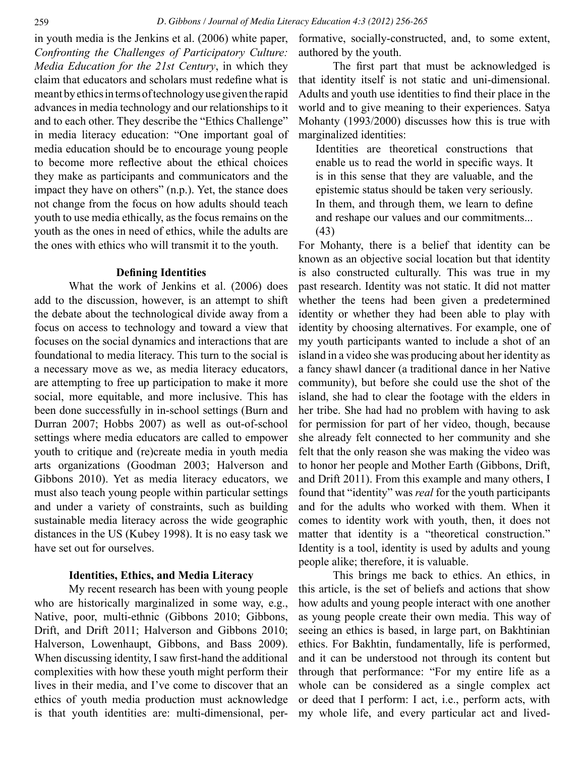in youth media is the Jenkins et al. (2006) white paper, *Confronting the Challenges of Participatory Culture: Media Education for the 21st Century*, in which they claim that educators and scholars must redefine what is meant by ethics in terms of technology use given the rapid advances in media technology and our relationships to it and to each other. They describe the "Ethics Challenge" in media literacy education: "One important goal of media education should be to encourage young people to become more reflective about the ethical choices they make as participants and communicators and the impact they have on others" (n.p.). Yet, the stance does not change from the focus on how adults should teach youth to use media ethically, as the focus remains on the youth as the ones in need of ethics, while the adults are the ones with ethics who will transmit it to the youth.

## Defining Identities

What the work of Jenkins et al. (2006) does add to the discussion, however, is an attempt to shift the debate about the technological divide away from a focus on access to technology and toward a view that focuses on the social dynamics and interactions that are foundational to media literacy. This turn to the social is a necessary move as we, as media literacy educators, are attempting to free up participation to make it more social, more equitable, and more inclusive. This has been done successfully in in-school settings (Burn and Durran 2007; Hobbs 2007) as well as out-of-school settings where media educators are called to empower youth to critique and (re)create media in youth media arts organizations (Goodman 2003; Halverson and Gibbons 2010). Yet as media literacy educators, we must also teach young people within particular settings and under a variety of constraints, such as building sustainable media literacy across the wide geographic distances in the US (Kubey 1998). It is no easy task we have set out for ourselves.

## Identities, Ethics, and Media Literacy

My recent research has been with young people who are historically marginalized in some way, e.g., Native, poor, multi-ethnic (Gibbons 2010; Gibbons, Drift, and Drift 2011; Halverson and Gibbons 2010; Halverson, Lowenhaupt, Gibbons, and Bass 2009). When discussing identity, I saw first-hand the additional complexities with how these youth might perform their lives in their media, and I've come to discover that an ethics of youth media production must acknowledge is that youth identities are: multi-dimensional, performative, socially-constructed, and, to some extent, authored by the youth.

The first part that must be acknowledged is that identity itself is not static and uni-dimensional. Adults and youth use identities to find their place in the world and to give meaning to their experiences. Satya Mohanty (1993/2000) discusses how this is true with marginalized identities:

> Identities are theoretical constructions that enable us to read the world in specific ways. It is in this sense that they are valuable, and the epistemic status should be taken very seriously. In them, and through them, we learn to define and reshape our values and our commitments... (43)

For Mohanty, there is a belief that identity can be known as an objective social location but that identity is also constructed culturally. This was true in my past research. Identity was not static. It did not matter whether the teens had been given a predetermined identity or whether they had been able to play with identity by choosing alternatives. For example, one of my youth participants wanted to include a shot of an island in a video she was producing about her identity as a fancy shawl dancer (a traditional dance in her Native community), but before she could use the shot of the island, she had to clear the footage with the elders in her tribe. She had had no problem with having to ask for permission for part of her video, though, because she already felt connected to her community and she felt that the only reason she was making the video was to honor her people and Mother Earth (Gibbons, Drift, and Drift 2011). From this example and many others, I found that "identity" was *real* for the youth participants and for the adults who worked with them. When it comes to identity work with youth, then, it does not matter that identity is a "theoretical construction." Identity is a tool, identity is used by adults and young people alike; therefore, it is valuable.

This brings me back to ethics. An ethics, in this article, is the set of beliefs and actions that show how adults and young people interact with one another as young people create their own media. This way of seeing an ethics is based, in large part, on Bakhtinian ethics. For Bakhtin, fundamentally, life is performed, and it can be understood not through its content but through that performance: "For my entire life as a whole can be considered as a single complex act or deed that I perform: I act, i.e., perform acts, with my whole life, and every particular act and lived-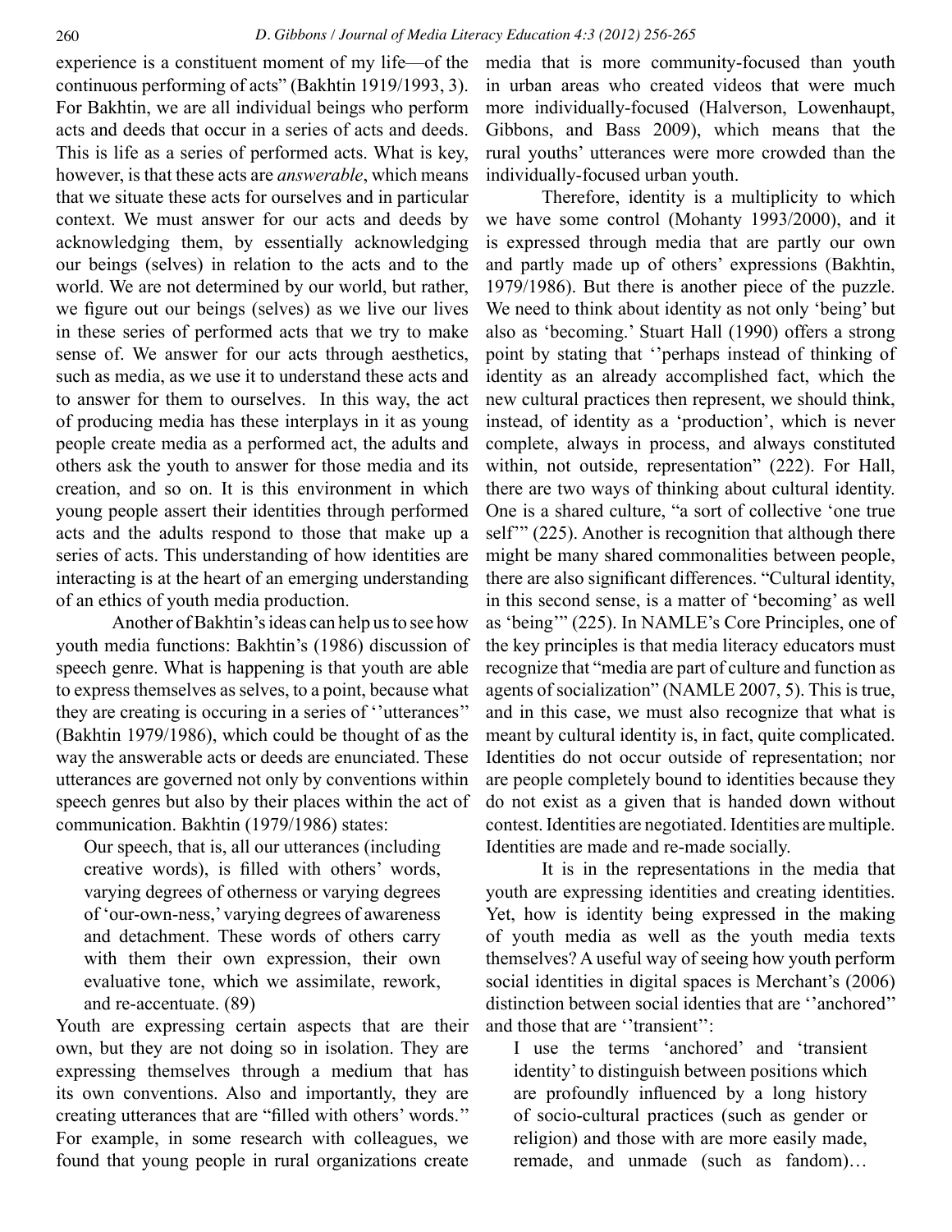experience is a constituent moment of my life—of the continuous performing of acts" (Bakhtin 1919/1993, 3). For Bakhtin, we are all individual beings who perform acts and deeds that occur in a series of acts and deeds. This is life as a series of performed acts. What is key, however, is that these acts are *answerable*, which means that we situate these acts for ourselves and in particular context. We must answer for our acts and deeds by acknowledging them, by essentially acknowledging our beings (selves) in relation to the acts and to the world. We are not determined by our world, but rather, we figure out our beings (selves) as we live our lives in these series of performed acts that we try to make sense of. We answer for our acts through aesthetics, such as media, as we use it to understand these acts and to answer for them to ourselves. In this way, the act of producing media has these interplays in it as young people create media as a performed act, the adults and others ask the youth to answer for those media and its creation, and so on. It is this environment in which young people assert their identities through performed acts and the adults respond to those that make up a series of acts. This understanding of how identities are interacting is at the heart of an emerging understanding of an ethics of youth media production.

Another of Bakhtin's ideas can help us to see how youth media functions: Bakhtin's (1986) discussion of speech genre. What is happening is that youth are able to express themselves as selves, to a point, because what they are creating is occuring in a series of ''utterances'' (Bakhtin 1979/1986), which could be thought of as the way the answerable acts or deeds are enunciated. These utterances are governed not only by conventions within speech genres but also by their places within the act of communication. Bakhtin (1979/1986) states:

> Our speech, that is, all our utterances (including creative words), is filled with others' words, varying degrees of otherness or varying degrees of 'our-own-ness,' varying degrees of awareness and detachment. These words of others carry with them their own expression, their own evaluative tone, which we assimilate, rework, and re-accentuate. (89)

Youth are expressing certain aspects that are their own, but they are not doing so in isolation. They are expressing themselves through a medium that has its own conventions. Also and importantly, they are creating utterances that are "filled with others' words." For example, in some research with colleagues, we found that young people in rural organizations create media that is more community-focused than youth in urban areas who created videos that were much more individually-focused (Halverson, Lowenhaupt, Gibbons, and Bass 2009), which means that the rural youths' utterances were more crowded than the individually-focused urban youth.

Therefore, identity is a multiplicity to which we have some control (Mohanty 1993/2000), and it is expressed through media that are partly our own and partly made up of others' expressions (Bakhtin, 1979/1986). But there is another piece of the puzzle. We need to think about identity as not only 'being' but also as 'becoming.' Stuart Hall (1990) offers a strong point by stating that ''perhaps instead of thinking of identity as an already accomplished fact, which the new cultural practices then represent, we should think, instead, of identity as a 'production', which is never complete, always in process, and always constituted within, not outside, representation" (222). For Hall, there are two ways of thinking about cultural identity. One is a shared culture, "a sort of collective 'one true self'" (225). Another is recognition that although there might be many shared commonalities between people, there are also significant differences. "Cultural identity, in this second sense, is a matter of 'becoming' as well as 'being'" (225). In NAMLE's Core Principles, one of the key principles is that media literacy educators must recognize that "media are part of culture and function as agents of socialization" (NAMLE 2007, 5). This is true, and in this case, we must also recognize that what is meant by cultural identity is, in fact, quite complicated. Identities do not occur outside of representation; nor are people completely bound to identities because they do not exist as a given that is handed down without contest. Identities are negotiated. Identities are multiple. Identities are made and re-made socially.

It is in the representations in the media that youth are expressing identities and creating identities. Yet, how is identity being expressed in the making of youth media as well as the youth media texts themselves? A useful way of seeing how youth perform social identities in digital spaces is Merchant's (2006) distinction between social identies that are ''anchored'' and those that are ''transient'':

> I use the terms 'anchored' and 'transient identity' to distinguish between positions which are profoundly influenced by a long history of socio-cultural practices (such as gender or religion) and those with are more easily made, remade, and unmade (such as fandom)…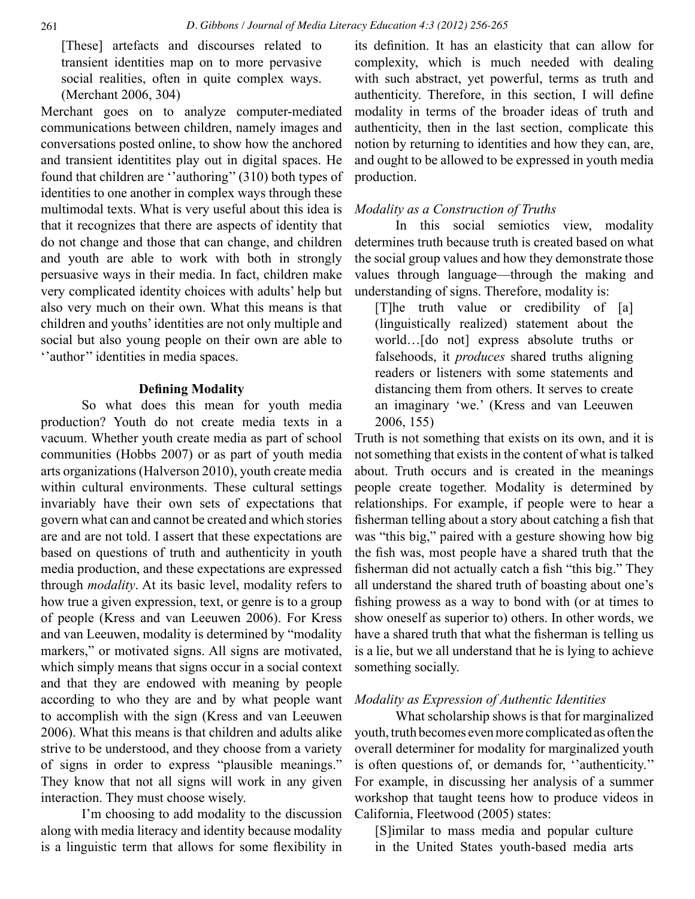> [These] artefacts and discourses related to transient identities map on to more pervasive social realities, often in quite complex ways. (Merchant 2006, 304)

Merchant goes on to analyze computer-mediated communications between children, namely images and conversations posted online, to show how the anchored and transient identitites play out in digital spaces. He found that children are ''authoring'' (310) both types of identities to one another in complex ways through these multimodal texts. What is very useful about this idea is that it recognizes that there are aspects of identity that do not change and those that can change, and children and youth are able to work with both in strongly persuasive ways in their media. In fact, children make very complicated identity choices with adults' help but also very much on their own. What this means is that children and youths' identities are not only multiple and social but also young people on their own are able to ''author'' identities in media spaces.

## Defining Modality

So what does this mean for youth media production? Youth do not create media texts in a vacuum. Whether youth create media as part of school communities (Hobbs 2007) or as part of youth media arts organizations (Halverson 2010), youth create media within cultural environments. These cultural settings invariably have their own sets of expectations that govern what can and cannot be created and which stories are and are not told. I assert that these expectations are based on questions of truth and authenticity in youth media production, and these expectations are expressed through *modality*. At its basic level, modality refers to how true a given expression, text, or genre is to a group of people (Kress and van Leeuwen 2006). For Kress and van Leeuwen, modality is determined by "modality markers," or motivated signs. All signs are motivated, which simply means that signs occur in a social context and that they are endowed with meaning by people according to who they are and by what people want to accomplish with the sign (Kress and van Leeuwen 2006). What this means is that children and adults alike strive to be understood, and they choose from a variety of signs in order to express "plausible meanings." They know that not all signs will work in any given interaction. They must choose wisely.

I'm choosing to add modality to the discussion along with media literacy and identity because modality is a linguistic term that allows for some flexibility in its definition. It has an elasticity that can allow for complexity, which is much needed with dealing with such abstract, yet powerful, terms as truth and authenticity. Therefore, in this section, I will define modality in terms of the broader ideas of truth and authenticity, then in the last section, complicate this notion by returning to identities and how they can, are, and ought to be allowed to be expressed in youth media production.

### *Modality as a Construction of Truths*

In this social semiotics view, modality determines truth because truth is created based on what the social group values and how they demonstrate those values through language—through the making and understanding of signs. Therefore, modality is:

> [T]he truth value or credibility of [a] (linguistically realized) statement about the world…[do not] express absolute truths or falsehoods, it *produces* shared truths aligning readers or listeners with some statements and distancing them from others. It serves to create an imaginary 'we.' (Kress and van Leeuwen 2006, 155)

Truth is not something that exists on its own, and it is not something that exists in the content of what is talked about. Truth occurs and is created in the meanings people create together. Modality is determined by relationships. For example, if people were to hear a fisherman telling about a story about catching a fish that was "this big," paired with a gesture showing how big the fish was, most people have a shared truth that the fisherman did not actually catch a fish "this big." They all understand the shared truth of boasting about one's fishing prowess as a way to bond with (or at times to show oneself as superior to) others. In other words, we have a shared truth that what the fisherman is telling us is a lie, but we all understand that he is lying to achieve something socially.

### *Modality as Expression of Authentic Identities*

What scholarship shows is that for marginalized youth, truth becomes even more complicated as often the overall determiner for modality for marginalized youth is often questions of, or demands for, ''authenticity.'' For example, in discussing her analysis of a summer workshop that taught teens how to produce videos in California, Fleetwood (2005) states:

> [S]imilar to mass media and popular culture in the United States youth-based media arts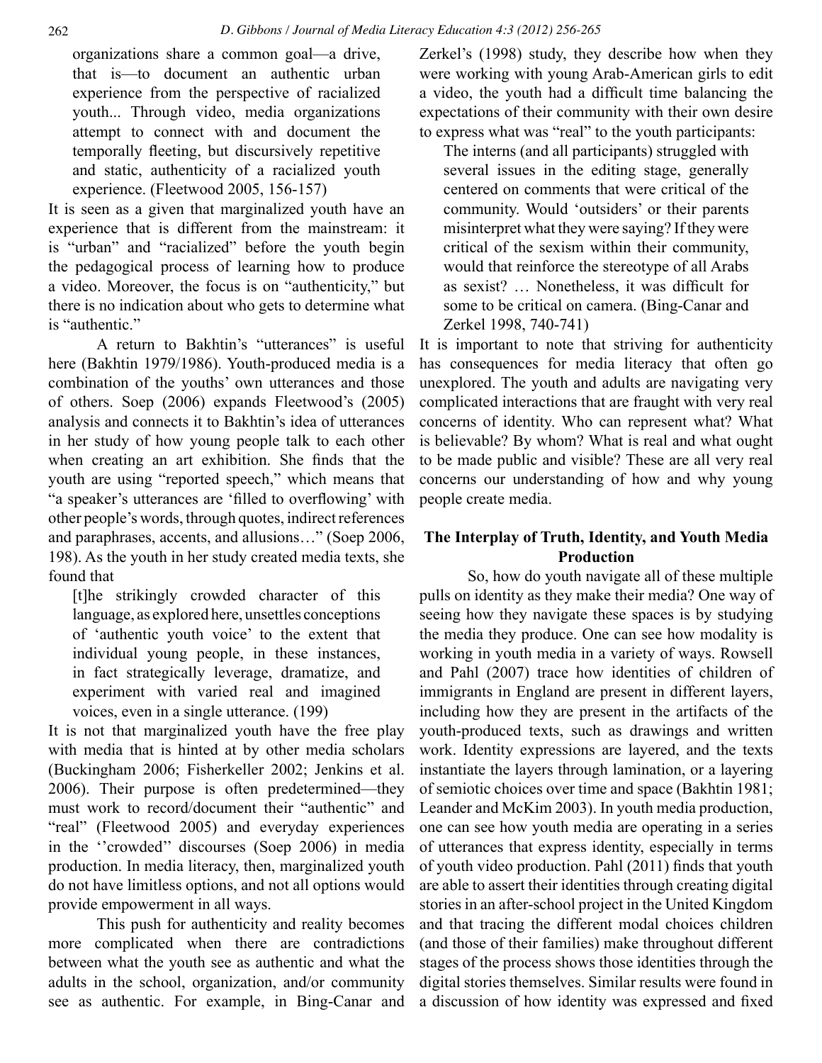> organizations share a common goal—a drive, that is—to document an authentic urban experience from the perspective of racialized youth... Through video, media organizations attempt to connect with and document the temporally fleeting, but discursively repetitive and static, authenticity of a racialized youth experience. (Fleetwood 2005, 156-157)

It is seen as a given that marginalized youth have an experience that is different from the mainstream: it is "urban" and "racialized" before the youth begin the pedagogical process of learning how to produce a video. Moreover, the focus is on "authenticity," but there is no indication about who gets to determine what is "authentic."

A return to Bakhtin's "utterances" is useful here (Bakhtin 1979/1986). Youth-produced media is a combination of the youths' own utterances and those of others. Soep (2006) expands Fleetwood's (2005) analysis and connects it to Bakhtin's idea of utterances in her study of how young people talk to each other when creating an art exhibition. She finds that the youth are using "reported speech," which means that "a speaker's utterances are 'filled to overflowing' with other people's words, through quotes, indirect references and paraphrases, accents, and allusions…" (Soep 2006, 198). As the youth in her study created media texts, she found that

> [t]he strikingly crowded character of this language, as explored here, unsettles conceptions of 'authentic youth voice' to the extent that individual young people, in these instances, in fact strategically leverage, dramatize, and experiment with varied real and imagined voices, even in a single utterance. (199)

It is not that marginalized youth have the free play with media that is hinted at by other media scholars (Buckingham 2006; Fisherkeller 2002; Jenkins et al. 2006). Their purpose is often predetermined—they must work to record/document their "authentic" and "real" (Fleetwood 2005) and everyday experiences in the ''crowded'' discourses (Soep 2006) in media production. In media literacy, then, marginalized youth do not have limitless options, and not all options would provide empowerment in all ways.

This push for authenticity and reality becomes more complicated when there are contradictions between what the youth see as authentic and what the adults in the school, organization, and/or community see as authentic. For example, in Bing-Canar and Zerkel's (1998) study, they describe how when they were working with young Arab-American girls to edit a video, the youth had a difficult time balancing the expectations of their community with their own desire to express what was "real" to the youth participants:

> The interns (and all participants) struggled with several issues in the editing stage, generally centered on comments that were critical of the community. Would 'outsiders' or their parents misinterpret what they were saying? If they were critical of the sexism within their community, would that reinforce the stereotype of all Arabs as sexist? … Nonetheless, it was difficult for some to be critical on camera. (Bing-Canar and Zerkel 1998, 740-741)

It is important to note that striving for authenticity has consequences for media literacy that often go unexplored. The youth and adults are navigating very complicated interactions that are fraught with very real concerns of identity. Who can represent what? What is believable? By whom? What is real and what ought to be made public and visible? These are all very real concerns our understanding of how and why young people create media.

## The Interplay of Truth, Identity, and Youth Media Production

So, how do youth navigate all of these multiple pulls on identity as they make their media? One way of seeing how they navigate these spaces is by studying the media they produce. One can see how modality is working in youth media in a variety of ways. Rowsell and Pahl (2007) trace how identities of children of immigrants in England are present in different layers, including how they are present in the artifacts of the youth-produced texts, such as drawings and written work. Identity expressions are layered, and the texts instantiate the layers through lamination, or a layering of semiotic choices over time and space (Bakhtin 1981; Leander and McKim 2003). In youth media production, one can see how youth media are operating in a series of utterances that express identity, especially in terms of youth video production. Pahl (2011) finds that youth are able to assert their identities through creating digital stories in an after-school project in the United Kingdom and that tracing the different modal choices children (and those of their families) make throughout different stages of the process shows those identities through the digital stories themselves. Similar results were found in a discussion of how identity was expressed and fixed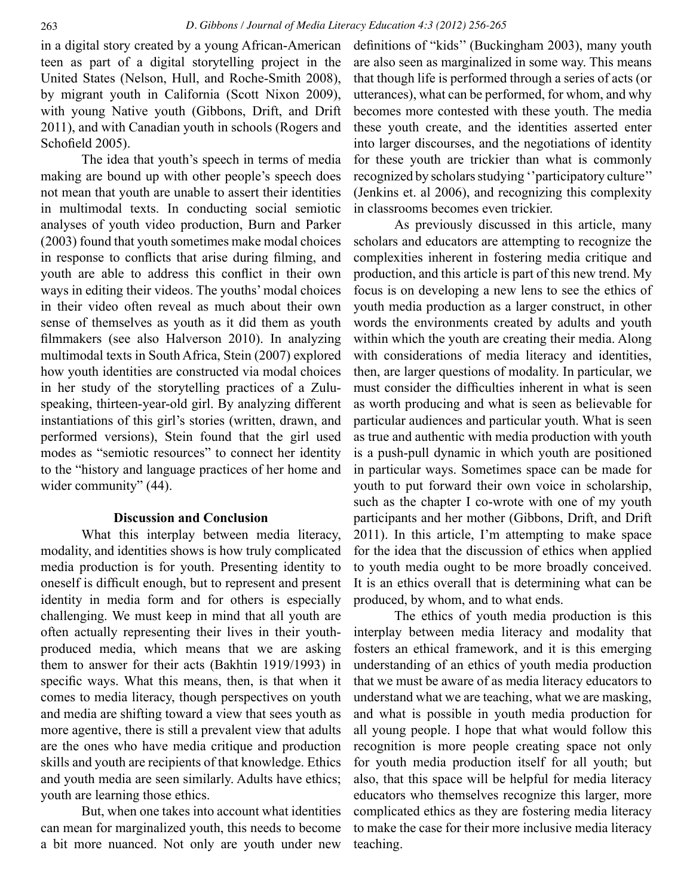in a digital story created by a young African-American teen as part of a digital storytelling project in the United States (Nelson, Hull, and Roche-Smith 2008), by migrant youth in California (Scott Nixon 2009), with young Native youth (Gibbons, Drift, and Drift 2011), and with Canadian youth in schools (Rogers and Schofield 2005).

The idea that youth's speech in terms of media making are bound up with other people's speech does not mean that youth are unable to assert their identities in multimodal texts. In conducting social semiotic analyses of youth video production, Burn and Parker (2003) found that youth sometimes make modal choices in response to conflicts that arise during filming, and youth are able to address this conflict in their own ways in editing their videos. The youths' modal choices in their video often reveal as much about their own sense of themselves as youth as it did them as youth filmmakers (see also Halverson 2010). In analyzing multimodal texts in South Africa, Stein (2007) explored how youth identities are constructed via modal choices in her study of the storytelling practices of a Zulu-speaking, thirteen-year-old girl. By analyzing different instantiations of this girl's stories (written, drawn, and performed versions), Stein found that the girl used modes as "semiotic resources" to connect her identity to the "history and language practices of her home and wider community" (44).

## Discussion and Conclusion

What this interplay between media literacy, modality, and identities shows is how truly complicated media production is for youth. Presenting identity to oneself is difficult enough, but to represent and present identity in media form and for others is especially challenging. We must keep in mind that all youth are often actually representing their lives in their youth-produced media, which means that we are asking them to answer for their acts (Bakhtin 1919/1993) in specific ways. What this means, then, is that when it comes to media literacy, though perspectives on youth and media are shifting toward a view that sees youth as more agentive, there is still a prevalent view that adults are the ones who have media critique and production skills and youth are recipients of that knowledge. Ethics and youth media are seen similarly. Adults have ethics; youth are learning those ethics.

But, when one takes into account what identities can mean for marginalized youth, this needs to become a bit more nuanced. Not only are youth under new definitions of "kids" (Buckingham 2003), many youth are also seen as marginalized in some way. This means that though life is performed through a series of acts (or utterances), what can be performed, for whom, and why becomes more contested with these youth. The media these youth create, and the identities asserted enter into larger discourses, and the negotiations of identity for these youth are trickier than what is commonly recognized by scholars studying ''participatory culture'' (Jenkins et. al 2006), and recognizing this complexity in classrooms becomes even trickier.

As previously discussed in this article, many scholars and educators are attempting to recognize the complexities inherent in fostering media critique and production, and this article is part of this new trend. My focus is on developing a new lens to see the ethics of youth media production as a larger construct, in other words the environments created by adults and youth within which the youth are creating their media. Along with considerations of media literacy and identities, then, are larger questions of modality. In particular, we must consider the difficulties inherent in what is seen as worth producing and what is seen as believable for particular audiences and particular youth. What is seen as true and authentic with media production with youth is a push-pull dynamic in which youth are positioned in particular ways. Sometimes space can be made for youth to put forward their own voice in scholarship, such as the chapter I co-wrote with one of my youth participants and her mother (Gibbons, Drift, and Drift 2011). In this article, I'm attempting to make space for the idea that the discussion of ethics when applied to youth media ought to be more broadly conceived. It is an ethics overall that is determining what can be produced, by whom, and to what ends.

The ethics of youth media production is this interplay between media literacy and modality that fosters an ethical framework, and it is this emerging understanding of an ethics of youth media production that we must be aware of as media literacy educators to understand what we are teaching, what we are masking, and what is possible in youth media production for all young people. I hope that what would follow this recognition is more people creating space not only for youth media production itself for all youth; but also, that this space will be helpful for media literacy educators who themselves recognize this larger, more complicated ethics as they are fostering media literacy to make the case for their more inclusive media literacy teaching.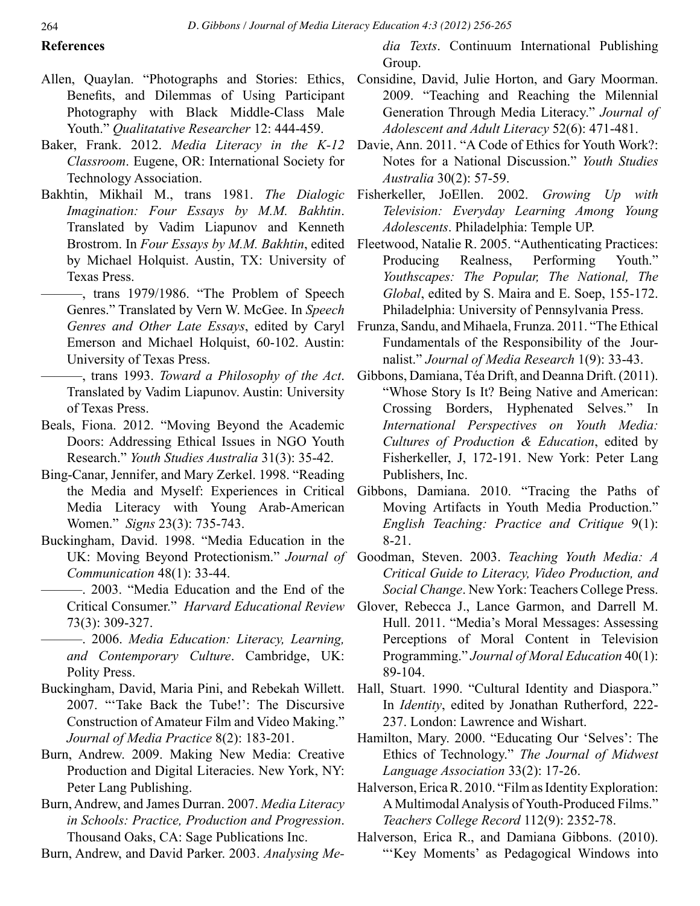## References

Allen, Quaylan. "Photographs and Stories: Ethics, Benefits, and Dilemmas of Using Participant Photography with Black Middle-Class Male Youth." *Qualitatative Researcher* 12: 444-459.

Baker, Frank. 2012. *Media Literacy in the K-12 Classroom*. Eugene, OR: International Society for Technology Association.

Bakhtin, Mikhail M., trans 1981. *The Dialogic Imagination: Four Essays by M.M. Bakhtin*. Translated by Vadim Liapunov and Kenneth Brostrom. In *Four Essays by M.M. Bakhtin*, edited by Michael Holquist. Austin, TX: University of Texas Press.

———, trans 1979/1986. "The Problem of Speech Genres." Translated by Vern W. McGee. In *Speech Genres and Other Late Essays*, edited by Caryl Emerson and Michael Holquist, 60-102. Austin: University of Texas Press.

———, trans 1993. *Toward a Philosophy of the Act*. Translated by Vadim Liapunov. Austin: University of Texas Press.

Beals, Fiona. 2012. "Moving Beyond the Academic Doors: Addressing Ethical Issues in NGO Youth Research." *Youth Studies Australia* 31(3): 35-42.

Bing-Canar, Jennifer, and Mary Zerkel. 1998. "Reading the Media and Myself: Experiences in Critical Media Literacy with Young Arab-American Women." *Signs* 23(3): 735-743.

Buckingham, David. 1998. "Media Education in the UK: Moving Beyond Protectionism." *Journal of Communication* 48(1): 33-44.

———. 2003. "Media Education and the End of the Critical Consumer." *Harvard Educational Review* 73(3): 309-327.

———. 2006. *Media Education: Literacy, Learning, and Contemporary Culture*. Cambridge, UK: Polity Press.

Buckingham, David, Maria Pini, and Rebekah Willett. 2007. "'Take Back the Tube!': The Discursive Construction of Amateur Film and Video Making." *Journal of Media Practice* 8(2): 183-201.

Burn, Andrew. 2009. Making New Media: Creative Production and Digital Literacies. New York, NY: Peter Lang Publishing.

Burn, Andrew, and James Durran. 2007. *Media Literacy in Schools: Practice, Production and Progression*. Thousand Oaks, CA: Sage Publications Inc.

Burn, Andrew, and David Parker. 2003. *Analysing Media Texts*. Continuum International Publishing Group.

Considine, David, Julie Horton, and Gary Moorman. 2009. "Teaching and Reaching the Milennial Generation Through Media Literacy." *Journal of Adolescent and Adult Literacy* 52(6): 471-481.

Davie, Ann. 2011. "A Code of Ethics for Youth Work?: Notes for a National Discussion." *Youth Studies Australia* 30(2): 57-59.

Fisherkeller, JoEllen. 2002. *Growing Up with Television: Everyday Learning Among Young Adolescents*. Philadelphia: Temple UP.

Fleetwood, Natalie R. 2005. "Authenticating Practices: Producing Realness, Performing Youth." *Youthscapes: The Popular, The National, The Global*, edited by S. Maira and E. Soep, 155-172. Philadelphia: University of Pennsylvania Press.

Frunza, Sandu, and Mihaela, Frunza. 2011. "The Ethical Fundamentals of the Responsibility of the Journalist." *Journal of Media Research* 1(9): 33-43.

Gibbons, Damiana, Téa Drift, and Deanna Drift. (2011). "Whose Story Is It? Being Native and American: Crossing Borders, Hyphenated Selves." In *International Perspectives on Youth Media: Cultures of Production & Education*, edited by Fisherkeller, J, 172-191. New York: Peter Lang Publishers, Inc.

Gibbons, Damiana. 2010. "Tracing the Paths of Moving Artifacts in Youth Media Production." *English Teaching: Practice and Critique* 9(1): 8-21.

Goodman, Steven. 2003. *Teaching Youth Media: A Critical Guide to Literacy, Video Production, and Social Change*. New York: Teachers College Press.

Glover, Rebecca J., Lance Garmon, and Darrell M. Hull. 2011. "Media's Moral Messages: Assessing Perceptions of Moral Content in Television Programming." *Journal of Moral Education* 40(1): 89-104.

Hall, Stuart. 1990. "Cultural Identity and Diaspora." In *Identity*, edited by Jonathan Rutherford, 222-237. London: Lawrence and Wishart.

Hamilton, Mary. 2000. "Educating Our 'Selves': The Ethics of Technology." *The Journal of Midwest Language Association* 33(2): 17-26.

Halverson, Erica R. 2010. "Film as Identity Exploration: A Multimodal Analysis of Youth-Produced Films." *Teachers College Record* 112(9): 2352-78.

Halverson, Erica R., and Damiana Gibbons. (2010). "'Key Moments' as Pedagogical Windows into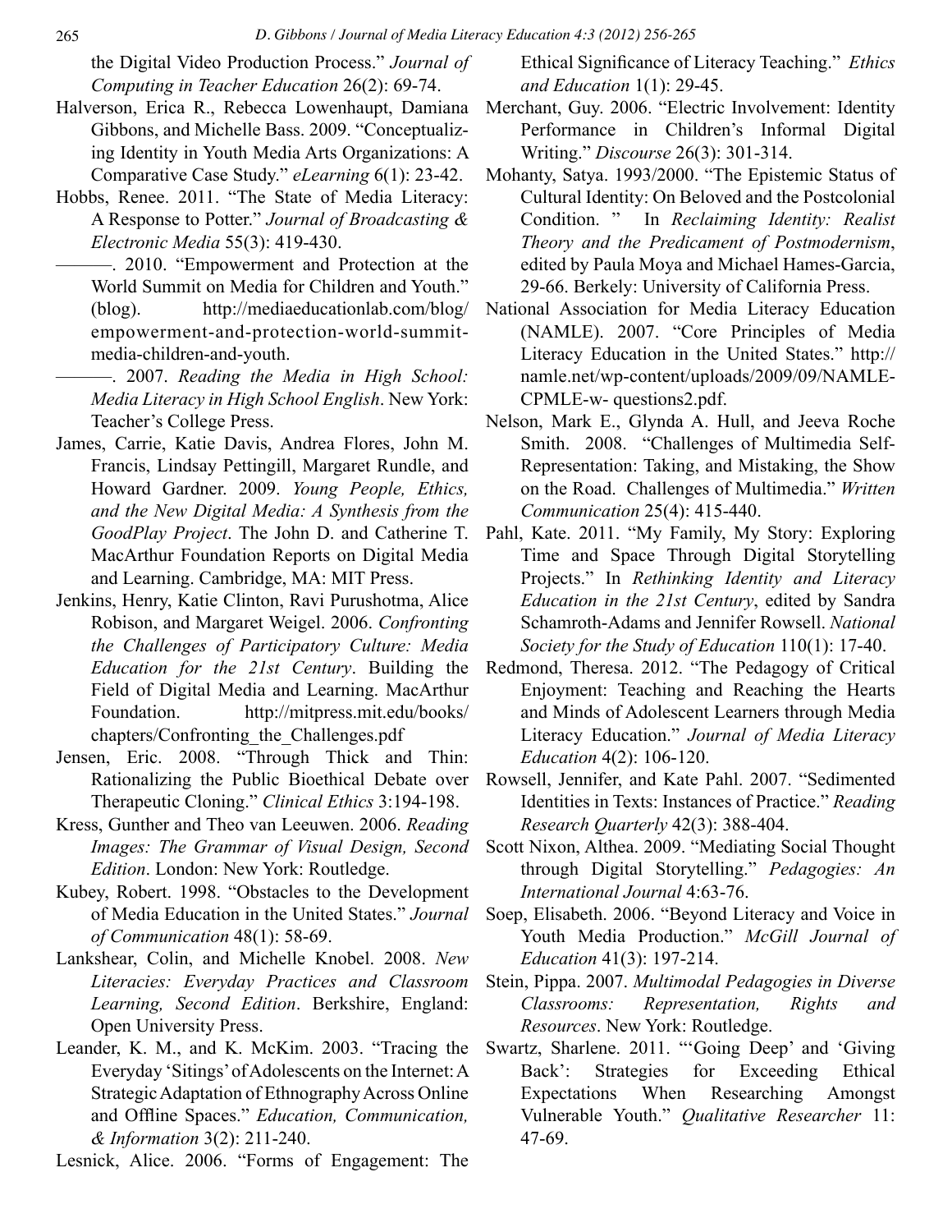the Digital Video Production Process." *Journal of Computing in Teacher Education* 26(2): 69-74.

Halverson, Erica R., Rebecca Lowenhaupt, Damiana Gibbons, and Michelle Bass. 2009. "Conceptualizing Identity in Youth Media Arts Organizations: A Comparative Case Study." *eLearning* 6(1): 23-42.

Hobbs, Renee. 2011. "The State of Media Literacy: A Response to Potter." *Journal of Broadcasting & Electronic Media* 55(3): 419-430.

———. 2010. "Empowerment and Protection at the World Summit on Media for Children and Youth." (blog). http://mediaeducationlab.com/blog/empowerment-and-protection-world-summit-media-children-and-youth.

———. 2007. *Reading the Media in High School: Media Literacy in High School English*. New York: Teacher's College Press.

James, Carrie, Katie Davis, Andrea Flores, John M. Francis, Lindsay Pettingill, Margaret Rundle, and Howard Gardner. 2009. *Young People, Ethics, and the New Digital Media: A Synthesis from the GoodPlay Project*. The John D. and Catherine T. MacArthur Foundation Reports on Digital Media and Learning. Cambridge, MA: MIT Press.

Jenkins, Henry, Katie Clinton, Ravi Purushotma, Alice Robison, and Margaret Weigel. 2006. *Confronting the Challenges of Participatory Culture: Media Education for the 21st Century*. Building the Field of Digital Media and Learning. MacArthur Foundation. http://mitpress.mit.edu/books/chapters/Confronting_the_Challenges.pdf

Jensen, Eric. 2008. "Through Thick and Thin: Rationalizing the Public Bioethical Debate over Therapeutic Cloning." *Clinical Ethics* 3:194-198.

Kress, Gunther and Theo van Leeuwen. 2006. *Reading Images: The Grammar of Visual Design, Second Edition*. London: New York: Routledge.

Kubey, Robert. 1998. "Obstacles to the Development of Media Education in the United States." *Journal of Communication* 48(1): 58-69.

Lankshear, Colin, and Michelle Knobel. 2008. *New Literacies: Everyday Practices and Classroom Learning, Second Edition*. Berkshire, England: Open University Press.

Leander, K. M., and K. McKim. 2003. "Tracing the Everyday 'Sitings' of Adolescents on the Internet: A Strategic Adaptation of Ethnography Across Online and Offline Spaces." *Education, Communication, & Information* 3(2): 211-240.

Lesnick, Alice. 2006. "Forms of Engagement: The Ethical Significance of Literacy Teaching." *Ethics and Education* 1(1): 29-45.

Merchant, Guy. 2006. "Electric Involvement: Identity Performance in Children's Informal Digital Writing." *Discourse* 26(3): 301-314.

Mohanty, Satya. 1993/2000. "The Epistemic Status of Cultural Identity: On Beloved and the Postcolonial Condition. " In *Reclaiming Identity: Realist Theory and the Predicament of Postmodernism*, edited by Paula Moya and Michael Hames-Garcia, 29-66. Berkely: University of California Press.

National Association for Media Literacy Education (NAMLE). 2007. "Core Principles of Media Literacy Education in the United States." http://namle.net/wp-content/uploads/2009/09/NAMLE-CPMLE-w- questions2.pdf.

Nelson, Mark E., Glynda A. Hull, and Jeeva Roche Smith. 2008. "Challenges of Multimedia Self-Representation: Taking, and Mistaking, the Show on the Road. Challenges of Multimedia." *Written Communication* 25(4): 415-440.

Pahl, Kate. 2011. "My Family, My Story: Exploring Time and Space Through Digital Storytelling Projects." In *Rethinking Identity and Literacy Education in the 21st Century*, edited by Sandra Schamroth-Adams and Jennifer Rowsell. *National Society for the Study of Education* 110(1): 17-40.

Redmond, Theresa. 2012. "The Pedagogy of Critical Enjoyment: Teaching and Reaching the Hearts and Minds of Adolescent Learners through Media Literacy Education." *Journal of Media Literacy Education* 4(2): 106-120.

Rowsell, Jennifer, and Kate Pahl. 2007. "Sedimented Identities in Texts: Instances of Practice." *Reading Research Quarterly* 42(3): 388-404.

Scott Nixon, Althea. 2009. "Mediating Social Thought through Digital Storytelling." *Pedagogies: An International Journal* 4:63-76.

Soep, Elisabeth. 2006. "Beyond Literacy and Voice in Youth Media Production." *McGill Journal of Education* 41(3): 197-214.

Stein, Pippa. 2007. *Multimodal Pedagogies in Diverse Classrooms: Representation, Rights and Resources*. New York: Routledge.

Swartz, Sharlene. 2011. "'Going Deep' and 'Giving Back': Strategies for Exceeding Ethical Expectations When Researching Amongst Vulnerable Youth." *Qualitative Researcher* 11: 47-69.